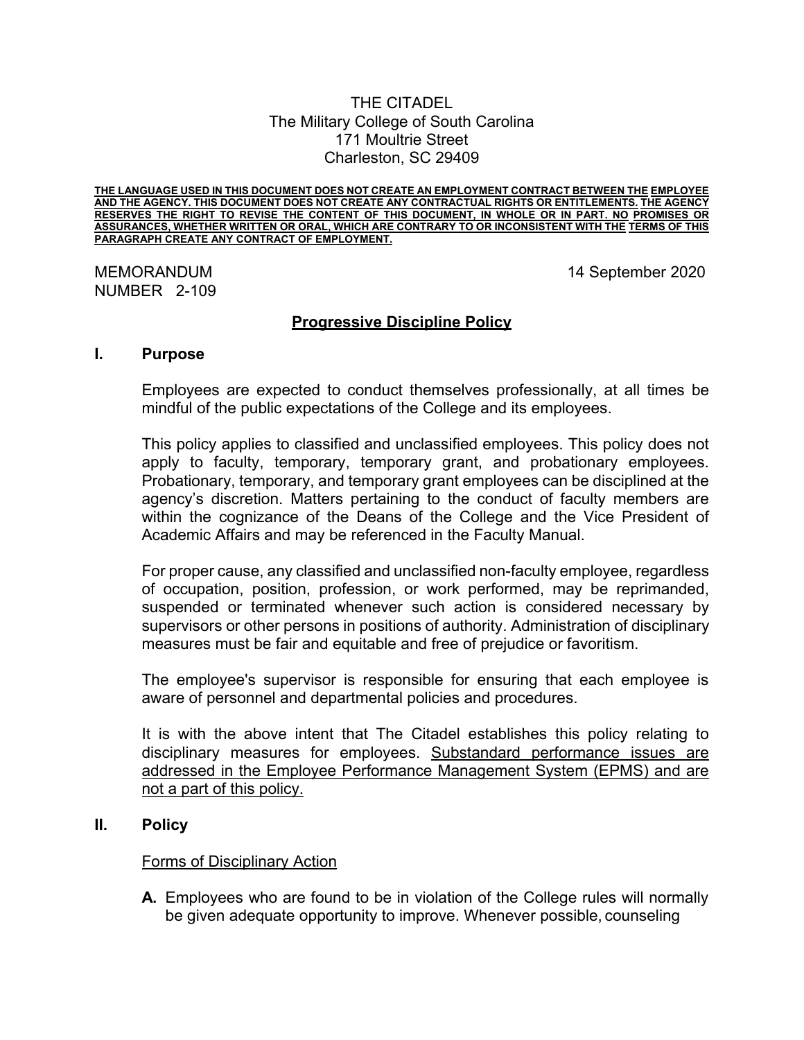THE CITADEL
The Military College of South Carolina
171 Moultrie Street
Charleston, SC 29409

**THE LANGUAGE USED IN THIS DOCUMENT DOES NOT CREATE AN EMPLOYMENT CONTRACT BETWEEN THE EMPLOYEE AND THE AGENCY. THIS DOCUMENT DOES NOT CREATE ANY CONTRACTUAL RIGHTS OR ENTITLEMENTS. THE AGENCY RESERVES THE RIGHT TO REVISE THE CONTENT OF THIS DOCUMENT, IN WHOLE OR IN PART. NO PROMISES OR ASSURANCES, WHETHER WRITTEN OR ORAL, WHICH ARE CONTRARY TO OR INCONSISTENT WITH THE TERMS OF THIS PARAGRAPH CREATE ANY CONTRACT OF EMPLOYMENT.**

MEMORANDUM
NUMBER 2-109

14 September 2020

## Progressive Discipline Policy

### I. Purpose

Employees are expected to conduct themselves professionally, at all times be mindful of the public expectations of the College and its employees.

This policy applies to classified and unclassified employees. This policy does not apply to faculty, temporary, temporary grant, and probationary employees. Probationary, temporary, and temporary grant employees can be disciplined at the agency's discretion. Matters pertaining to the conduct of faculty members are within the cognizance of the Deans of the College and the Vice President of Academic Affairs and may be referenced in the Faculty Manual.

For proper cause, any classified and unclassified non-faculty employee, regardless of occupation, position, profession, or work performed, may be reprimanded, suspended or terminated whenever such action is considered necessary by supervisors or other persons in positions of authority. Administration of disciplinary measures must be fair and equitable and free of prejudice or favoritism.

The employee's supervisor is responsible for ensuring that each employee is aware of personnel and departmental policies and procedures.

It is with the above intent that The Citadel establishes this policy relating to disciplinary measures for employees. Substandard performance issues are addressed in the Employee Performance Management System (EPMS) and are not a part of this policy.

### II. Policy

Forms of Disciplinary Action

**A.** Employees who are found to be in violation of the College rules will normally be given adequate opportunity to improve. Whenever possible, counseling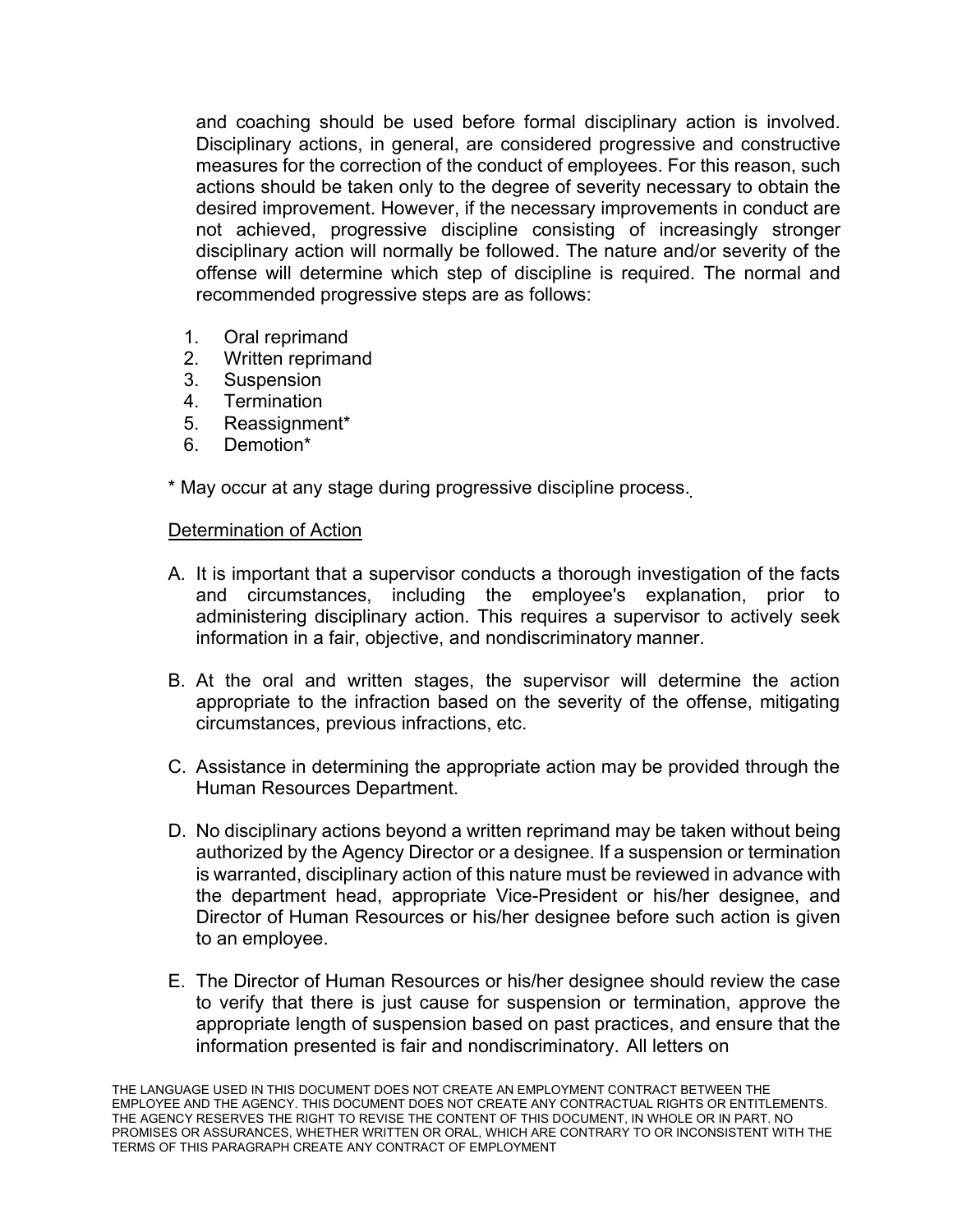and coaching should be used before formal disciplinary action is involved. Disciplinary actions, in general, are considered progressive and constructive measures for the correction of the conduct of employees. For this reason, such actions should be taken only to the degree of severity necessary to obtain the desired improvement. However, if the necessary improvements in conduct are not achieved, progressive discipline consisting of increasingly stronger disciplinary action will normally be followed. The nature and/or severity of the offense will determine which step of discipline is required. The normal and recommended progressive steps are as follows:

1. Oral reprimand
2. Written reprimand
3. Suspension
4. Termination
5. Reassignment*
6. Demotion*

* May occur at any stage during progressive discipline process.

<u>Determination of Action</u>

A. It is important that a supervisor conducts a thorough investigation of the facts and circumstances, including the employee's explanation, prior to administering disciplinary action. This requires a supervisor to actively seek information in a fair, objective, and nondiscriminatory manner.

B. At the oral and written stages, the supervisor will determine the action appropriate to the infraction based on the severity of the offense, mitigating circumstances, previous infractions, etc.

C. Assistance in determining the appropriate action may be provided through the Human Resources Department.

D. No disciplinary actions beyond a written reprimand may be taken without being authorized by the Agency Director or a designee. If a suspension or termination is warranted, disciplinary action of this nature must be reviewed in advance with the department head, appropriate Vice-President or his/her designee, and Director of Human Resources or his/her designee before such action is given to an employee.

E. The Director of Human Resources or his/her designee should review the case to verify that there is just cause for suspension or termination, approve the appropriate length of suspension based on past practices, and ensure that the information presented is fair and nondiscriminatory. All letters on

THE LANGUAGE USED IN THIS DOCUMENT DOES NOT CREATE AN EMPLOYMENT CONTRACT BETWEEN THE EMPLOYEE AND THE AGENCY. THIS DOCUMENT DOES NOT CREATE ANY CONTRACTUAL RIGHTS OR ENTITLEMENTS. THE AGENCY RESERVES THE RIGHT TO REVISE THE CONTENT OF THIS DOCUMENT, IN WHOLE OR IN PART. NO PROMISES OR ASSURANCES, WHETHER WRITTEN OR ORAL, WHICH ARE CONTRARY TO OR INCONSISTENT WITH THE TERMS OF THIS PARAGRAPH CREATE ANY CONTRACT OF EMPLOYMENT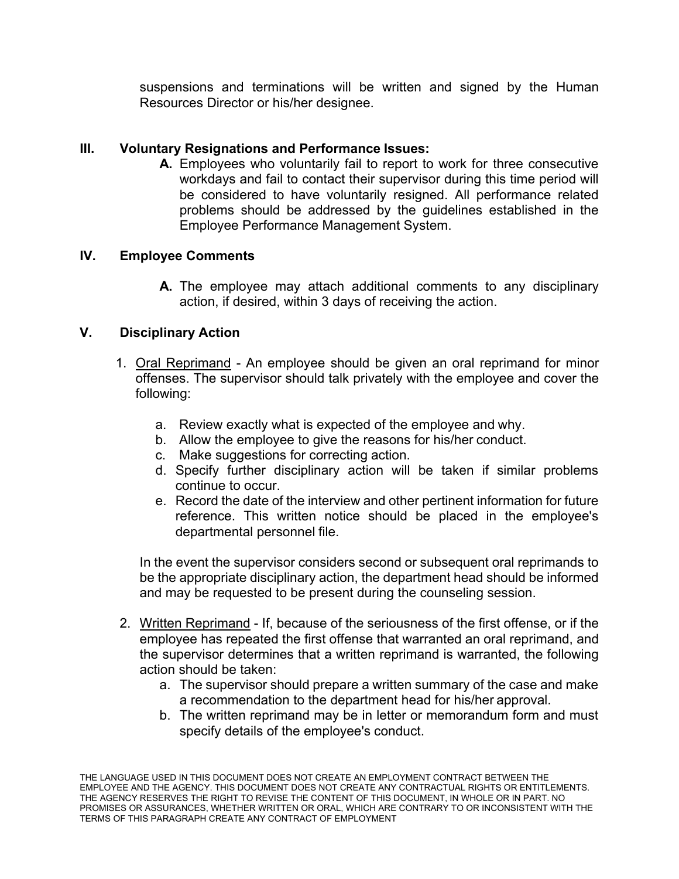suspensions and terminations will be written and signed by the Human Resources Director or his/her designee.

## III. Voluntary Resignations and Performance Issues:

**A.** Employees who voluntarily fail to report to work for three consecutive workdays and fail to contact their supervisor during this time period will be considered to have voluntarily resigned. All performance related problems should be addressed by the guidelines established in the Employee Performance Management System.

## IV. Employee Comments

**A.** The employee may attach additional comments to any disciplinary action, if desired, within 3 days of receiving the action.

## V. Disciplinary Action

1. <u>Oral Reprimand</u> - An employee should be given an oral reprimand for minor offenses. The supervisor should talk privately with the employee and cover the following:

   a. Review exactly what is expected of the employee and why.
   b. Allow the employee to give the reasons for his/her conduct.
   c. Make suggestions for correcting action.
   d. Specify further disciplinary action will be taken if similar problems continue to occur.
   e. Record the date of the interview and other pertinent information for future reference. This written notice should be placed in the employee's departmental personnel file.

   In the event the supervisor considers second or subsequent oral reprimands to be the appropriate disciplinary action, the department head should be informed and may be requested to be present during the counseling session.

2. <u>Written Reprimand</u> - If, because of the seriousness of the first offense, or if the employee has repeated the first offense that warranted an oral reprimand, and the supervisor determines that a written reprimand is warranted, the following action should be taken:
   a. The supervisor should prepare a written summary of the case and make a recommendation to the department head for his/her approval.
   b. The written reprimand may be in letter or memorandum form and must specify details of the employee's conduct.

THE LANGUAGE USED IN THIS DOCUMENT DOES NOT CREATE AN EMPLOYMENT CONTRACT BETWEEN THE EMPLOYEE AND THE AGENCY. THIS DOCUMENT DOES NOT CREATE ANY CONTRACTUAL RIGHTS OR ENTITLEMENTS. THE AGENCY RESERVES THE RIGHT TO REVISE THE CONTENT OF THIS DOCUMENT, IN WHOLE OR IN PART. NO PROMISES OR ASSURANCES, WHETHER WRITTEN OR ORAL, WHICH ARE CONTRARY TO OR INCONSISTENT WITH THE TERMS OF THIS PARAGRAPH CREATE ANY CONTRACT OF EMPLOYMENT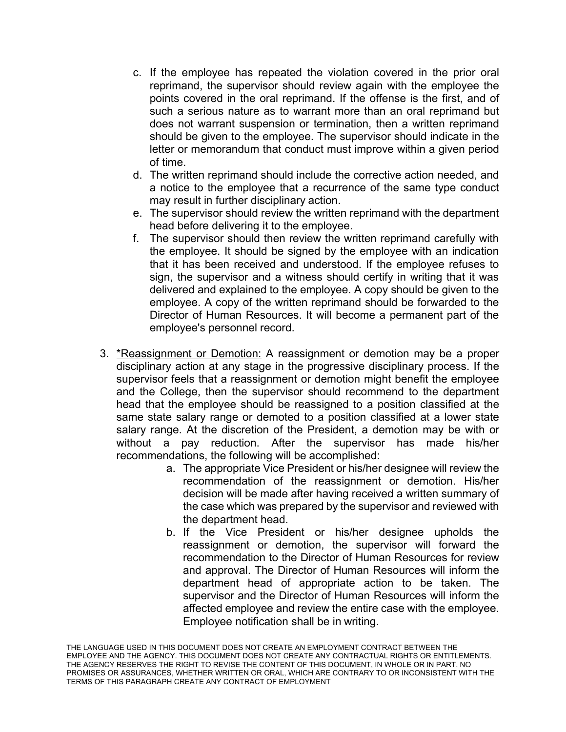c. If the employee has repeated the violation covered in the prior oral reprimand, the supervisor should review again with the employee the points covered in the oral reprimand. If the offense is the first, and of such a serious nature as to warrant more than an oral reprimand but does not warrant suspension or termination, then a written reprimand should be given to the employee. The supervisor should indicate in the letter or memorandum that conduct must improve within a given period of time.

d. The written reprimand should include the corrective action needed, and a notice to the employee that a recurrence of the same type conduct may result in further disciplinary action.

e. The supervisor should review the written reprimand with the department head before delivering it to the employee.

f. The supervisor should then review the written reprimand carefully with the employee. It should be signed by the employee with an indication that it has been received and understood. If the employee refuses to sign, the supervisor and a witness should certify in writing that it was delivered and explained to the employee. A copy should be given to the employee. A copy of the written reprimand should be forwarded to the Director of Human Resources. It will become a permanent part of the employee's personnel record.

3. <u>*Reassignment or Demotion:</u> A reassignment or demotion may be a proper disciplinary action at any stage in the progressive disciplinary process. If the supervisor feels that a reassignment or demotion might benefit the employee and the College, then the supervisor should recommend to the department head that the employee should be reassigned to a position classified at the same state salary range or demoted to a position classified at a lower state salary range. At the discretion of the President, a demotion may be with or without a pay reduction. After the supervisor has made his/her recommendations, the following will be accomplished:

   a. The appropriate Vice President or his/her designee will review the recommendation of the reassignment or demotion. His/her decision will be made after having received a written summary of the case which was prepared by the supervisor and reviewed with the department head.

   b. If the Vice President or his/her designee upholds the reassignment or demotion, the supervisor will forward the recommendation to the Director of Human Resources for review and approval. The Director of Human Resources will inform the department head of appropriate action to be taken. The supervisor and the Director of Human Resources will inform the affected employee and review the entire case with the employee. Employee notification shall be in writing.

THE LANGUAGE USED IN THIS DOCUMENT DOES NOT CREATE AN EMPLOYMENT CONTRACT BETWEEN THE EMPLOYEE AND THE AGENCY. THIS DOCUMENT DOES NOT CREATE ANY CONTRACTUAL RIGHTS OR ENTITLEMENTS. THE AGENCY RESERVES THE RIGHT TO REVISE THE CONTENT OF THIS DOCUMENT, IN WHOLE OR IN PART. NO PROMISES OR ASSURANCES, WHETHER WRITTEN OR ORAL, WHICH ARE CONTRARY TO OR INCONSISTENT WITH THE TERMS OF THIS PARAGRAPH CREATE ANY CONTRACT OF EMPLOYMENT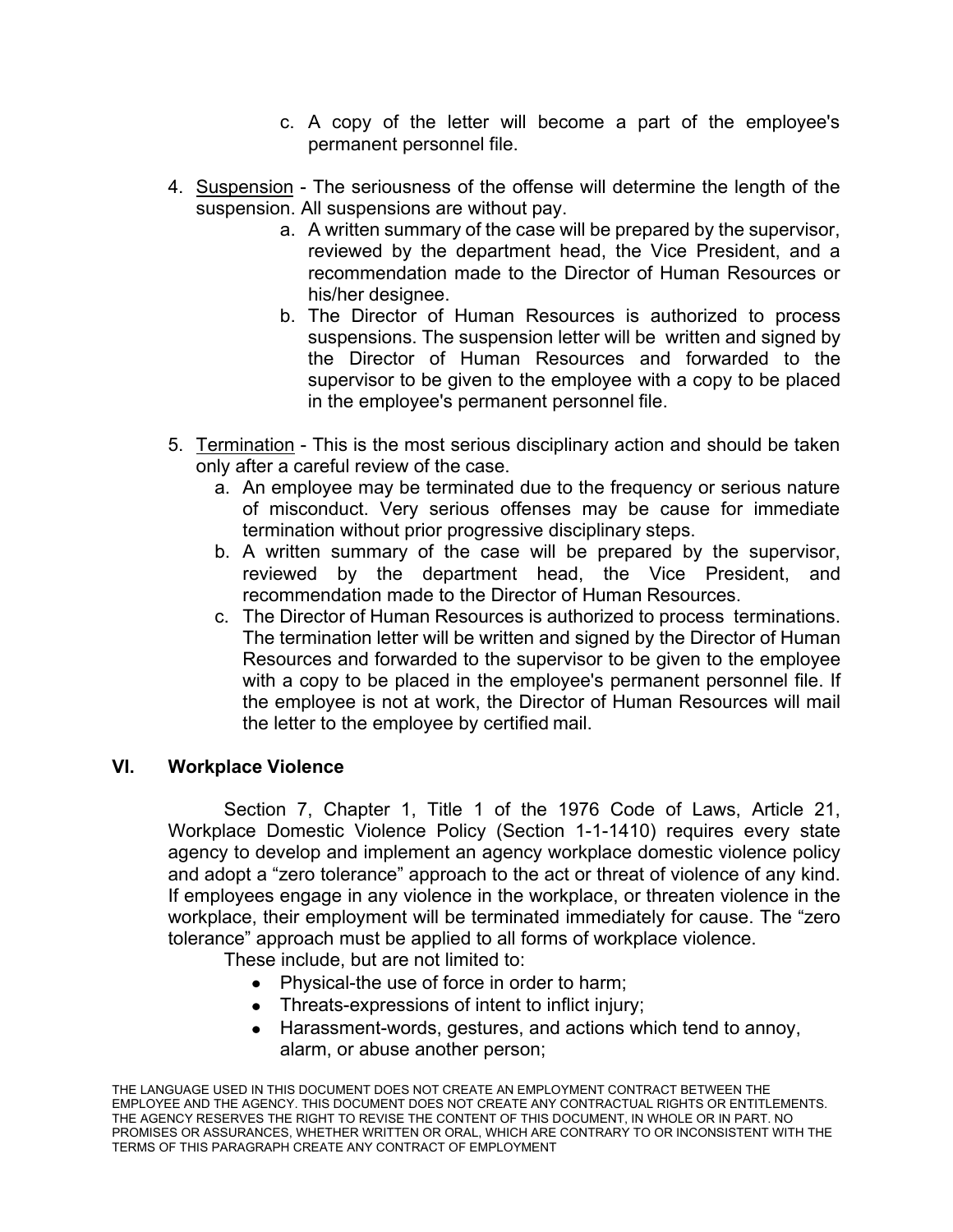c. A copy of the letter will become a part of the employee's permanent personnel file.

4. Suspension - The seriousness of the offense will determine the length of the suspension. All suspensions are without pay.
   a. A written summary of the case will be prepared by the supervisor, reviewed by the department head, the Vice President, and a recommendation made to the Director of Human Resources or his/her designee.
   b. The Director of Human Resources is authorized to process suspensions. The suspension letter will be written and signed by the Director of Human Resources and forwarded to the supervisor to be given to the employee with a copy to be placed in the employee's permanent personnel file.

5. Termination - This is the most serious disciplinary action and should be taken only after a careful review of the case.
   a. An employee may be terminated due to the frequency or serious nature of misconduct. Very serious offenses may be cause for immediate termination without prior progressive disciplinary steps.
   b. A written summary of the case will be prepared by the supervisor, reviewed by the department head, the Vice President, and recommendation made to the Director of Human Resources.
   c. The Director of Human Resources is authorized to process terminations. The termination letter will be written and signed by the Director of Human Resources and forwarded to the supervisor to be given to the employee with a copy to be placed in the employee's permanent personnel file. If the employee is not at work, the Director of Human Resources will mail the letter to the employee by certified mail.

## VI. Workplace Violence

Section 7, Chapter 1, Title 1 of the 1976 Code of Laws, Article 21, Workplace Domestic Violence Policy (Section 1-1-1410) requires every state agency to develop and implement an agency workplace domestic violence policy and adopt a "zero tolerance" approach to the act or threat of violence of any kind. If employees engage in any violence in the workplace, or threaten violence in the workplace, their employment will be terminated immediately for cause. The "zero tolerance" approach must be applied to all forms of workplace violence.

These include, but are not limited to:

- Physical-the use of force in order to harm;
- Threats-expressions of intent to inflict injury;
- Harassment-words, gestures, and actions which tend to annoy, alarm, or abuse another person;

THE LANGUAGE USED IN THIS DOCUMENT DOES NOT CREATE AN EMPLOYMENT CONTRACT BETWEEN THE EMPLOYEE AND THE AGENCY. THIS DOCUMENT DOES NOT CREATE ANY CONTRACTUAL RIGHTS OR ENTITLEMENTS. THE AGENCY RESERVES THE RIGHT TO REVISE THE CONTENT OF THIS DOCUMENT, IN WHOLE OR IN PART. NO PROMISES OR ASSURANCES, WHETHER WRITTEN OR ORAL, WHICH ARE CONTRARY TO OR INCONSISTENT WITH THE TERMS OF THIS PARAGRAPH CREATE ANY CONTRACT OF EMPLOYMENT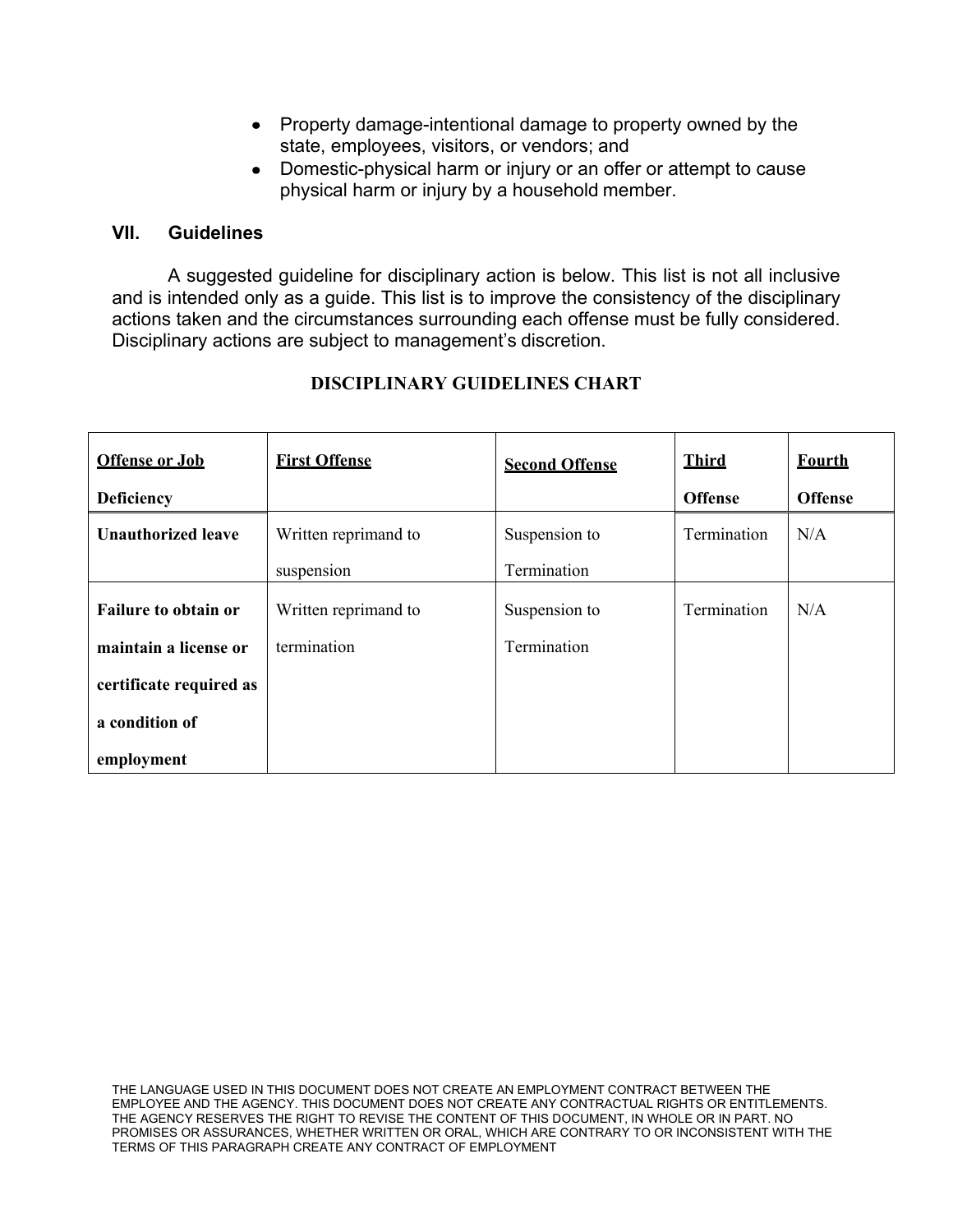- Property damage-intentional damage to property owned by the state, employees, visitors, or vendors; and
- Domestic-physical harm or injury or an offer or attempt to cause physical harm or injury by a household member.

## VII. Guidelines

A suggested guideline for disciplinary action is below. This list is not all inclusive and is intended only as a guide. This list is to improve the consistency of the disciplinary actions taken and the circumstances surrounding each offense must be fully considered. Disciplinary actions are subject to management's discretion.

**DISCIPLINARY GUIDELINES CHART**

| Offense or Job Deficiency | First Offense | Second Offense | Third Offense | Fourth Offense |
|---|---|---|---|---|
| **Unauthorized leave** | Written reprimand to suspension | Suspension to Termination | Termination | N/A |
| **Failure to obtain or maintain a license or certificate required as a condition of employment** | Written reprimand to termination | Suspension to Termination | Termination | N/A |

THE LANGUAGE USED IN THIS DOCUMENT DOES NOT CREATE AN EMPLOYMENT CONTRACT BETWEEN THE EMPLOYEE AND THE AGENCY. THIS DOCUMENT DOES NOT CREATE ANY CONTRACTUAL RIGHTS OR ENTITLEMENTS. THE AGENCY RESERVES THE RIGHT TO REVISE THE CONTENT OF THIS DOCUMENT, IN WHOLE OR IN PART. NO PROMISES OR ASSURANCES, WHETHER WRITTEN OR ORAL, WHICH ARE CONTRARY TO OR INCONSISTENT WITH THE TERMS OF THIS PARAGRAPH CREATE ANY CONTRACT OF EMPLOYMENT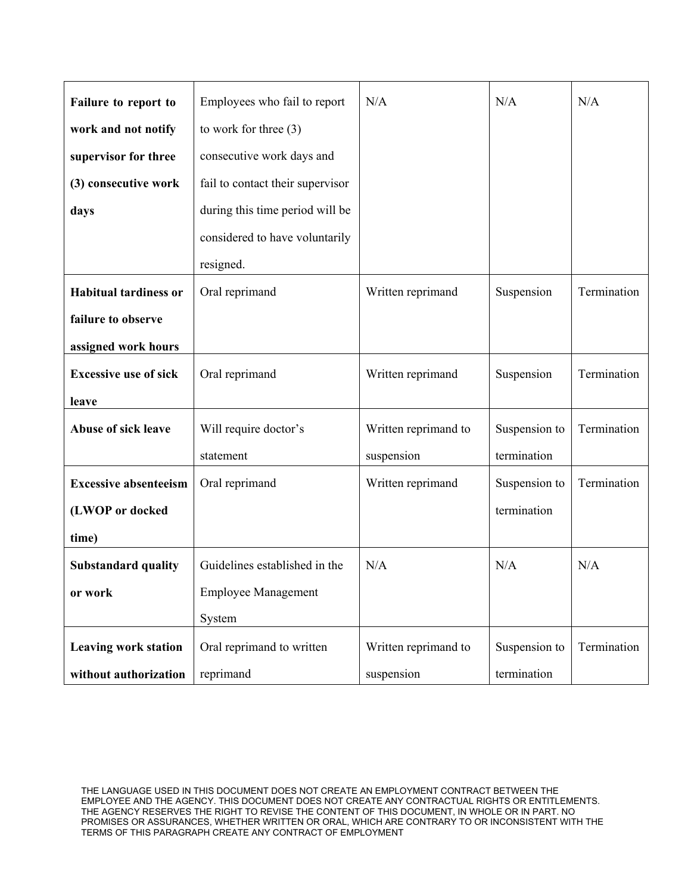| **Failure to report to work and not notify supervisor for three (3) consecutive work days** | Employees who fail to report to work for three (3) consecutive work days and fail to contact their supervisor during this time period will be considered to have voluntarily resigned. | N/A | N/A | N/A |
|---|---|---|---|---|
| **Habitual tardiness or failure to observe assigned work hours** | Oral reprimand | Written reprimand | Suspension | Termination |
| **Excessive use of sick leave** | Oral reprimand | Written reprimand | Suspension | Termination |
| **Abuse of sick leave** | Will require doctor's statement | Written reprimand to suspension | Suspension to termination | Termination |
| **Excessive absenteeism (LWOP or docked time)** | Oral reprimand | Written reprimand | Suspension to termination | Termination |
| **Substandard quality or work** | Guidelines established in the Employee Management System | N/A | N/A | N/A |
| **Leaving work station without authorization** | Oral reprimand to written reprimand | Written reprimand to suspension | Suspension to termination | Termination |

THE LANGUAGE USED IN THIS DOCUMENT DOES NOT CREATE AN EMPLOYMENT CONTRACT BETWEEN THE EMPLOYEE AND THE AGENCY. THIS DOCUMENT DOES NOT CREATE ANY CONTRACTUAL RIGHTS OR ENTITLEMENTS. THE AGENCY RESERVES THE RIGHT TO REVISE THE CONTENT OF THIS DOCUMENT, IN WHOLE OR IN PART. NO PROMISES OR ASSURANCES, WHETHER WRITTEN OR ORAL, WHICH ARE CONTRARY TO OR INCONSISTENT WITH THE TERMS OF THIS PARAGRAPH CREATE ANY CONTRACT OF EMPLOYMENT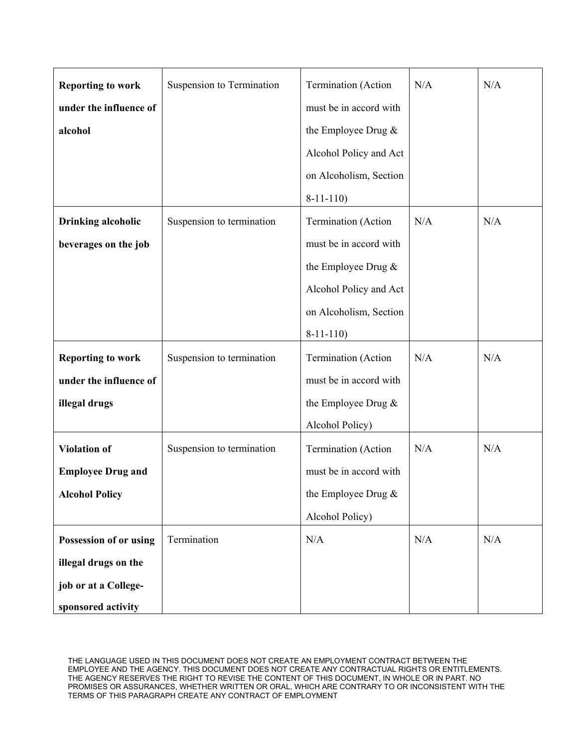| | | | | |
|---|---|---|---|---|
| **Reporting to work under the influence of alcohol** | Suspension to Termination | Termination (Action must be in accord with the Employee Drug & Alcohol Policy and Act on Alcoholism, Section 8-11-110) | N/A | N/A |
| **Drinking alcoholic beverages on the job** | Suspension to termination | Termination (Action must be in accord with the Employee Drug & Alcohol Policy and Act on Alcoholism, Section 8-11-110) | N/A | N/A |
| **Reporting to work under the influence of illegal drugs** | Suspension to termination | Termination (Action must be in accord with the Employee Drug & Alcohol Policy) | N/A | N/A |
| **Violation of Employee Drug and Alcohol Policy** | Suspension to termination | Termination (Action must be in accord with the Employee Drug & Alcohol Policy) | N/A | N/A |
| **Possession of or using illegal drugs on the job or at a College-sponsored activity** | Termination | N/A | N/A | N/A |

THE LANGUAGE USED IN THIS DOCUMENT DOES NOT CREATE AN EMPLOYMENT CONTRACT BETWEEN THE EMPLOYEE AND THE AGENCY. THIS DOCUMENT DOES NOT CREATE ANY CONTRACTUAL RIGHTS OR ENTITLEMENTS. THE AGENCY RESERVES THE RIGHT TO REVISE THE CONTENT OF THIS DOCUMENT, IN WHOLE OR IN PART. NO PROMISES OR ASSURANCES, WHETHER WRITTEN OR ORAL, WHICH ARE CONTRARY TO OR INCONSISTENT WITH THE TERMS OF THIS PARAGRAPH CREATE ANY CONTRACT OF EMPLOYMENT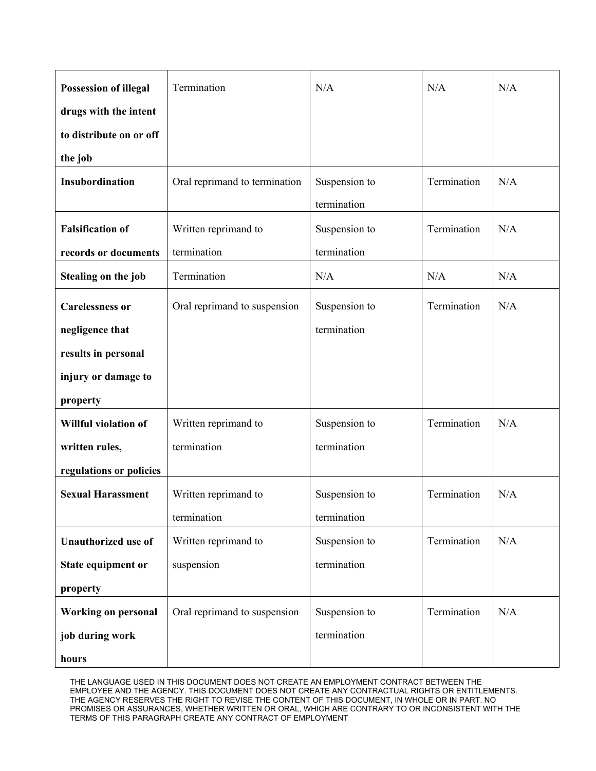| | | | | |
|---|---|---|---|---|
| **Possession of illegal drugs with the intent to distribute on or off the job** | Termination | N/A | N/A | N/A |
| **Insubordination** | Oral reprimand to termination | Suspension to termination | Termination | N/A |
| **Falsification of records or documents** | Written reprimand to termination | Suspension to termination | Termination | N/A |
| **Stealing on the job** | Termination | N/A | N/A | N/A |
| **Carelessness or negligence that results in personal injury or damage to property** | Oral reprimand to suspension | Suspension to termination | Termination | N/A |
| **Willful violation of written rules, regulations or policies** | Written reprimand to termination | Suspension to termination | Termination | N/A |
| **Sexual Harassment** | Written reprimand to termination | Suspension to termination | Termination | N/A |
| **Unauthorized use of State equipment or property** | Written reprimand to suspension | Suspension to termination | Termination | N/A |
| **Working on personal job during work hours** | Oral reprimand to suspension | Suspension to termination | Termination | N/A |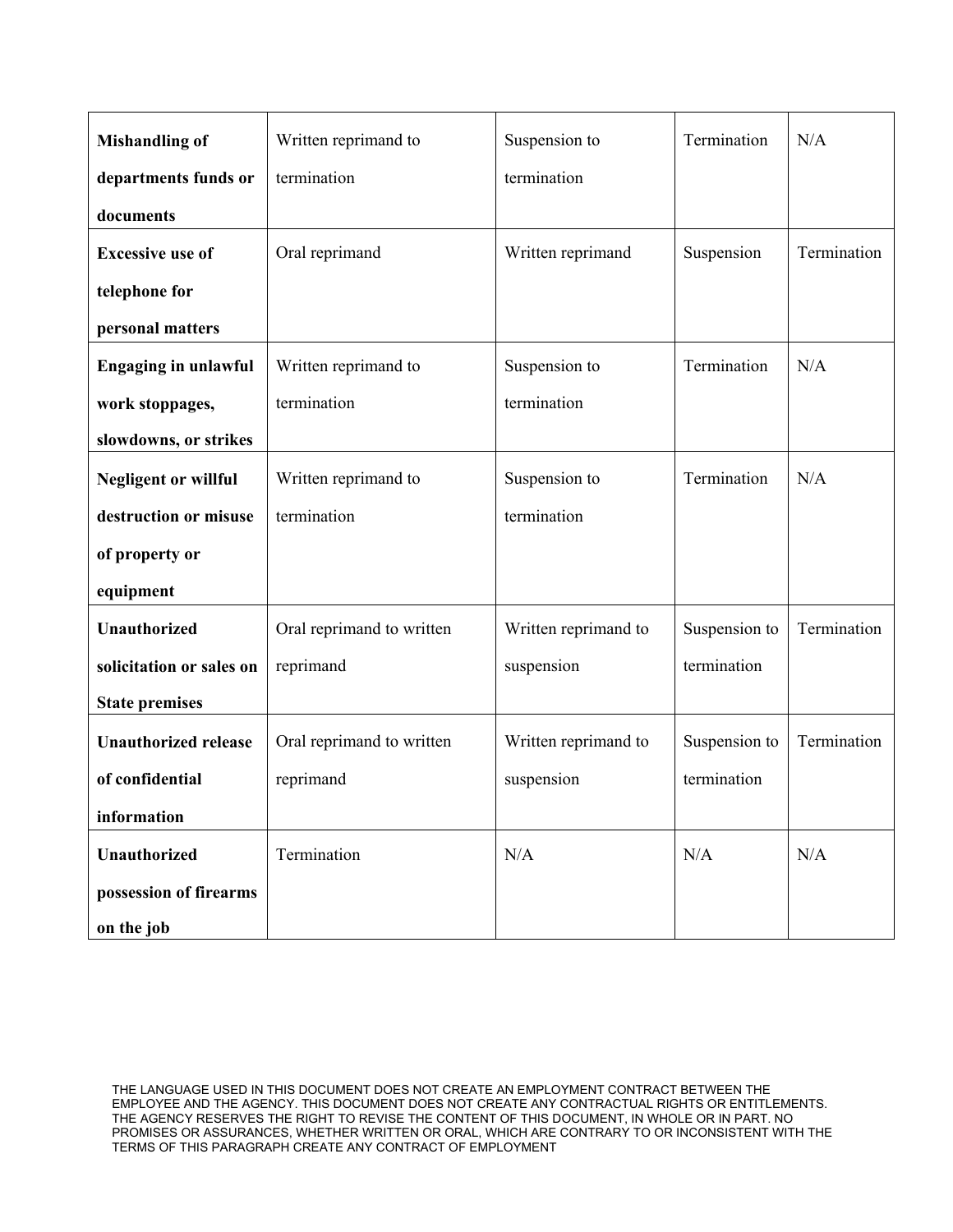| **Mishandling of departments funds or documents** | Written reprimand to termination | Suspension to termination | Termination | N/A |
|---|---|---|---|---|
| **Excessive use of telephone for personal matters** | Oral reprimand | Written reprimand | Suspension | Termination |
| **Engaging in unlawful work stoppages, slowdowns, or strikes** | Written reprimand to termination | Suspension to termination | Termination | N/A |
| **Negligent or willful destruction or misuse of property or equipment** | Written reprimand to termination | Suspension to termination | Termination | N/A |
| **Unauthorized solicitation or sales on State premises** | Oral reprimand to written reprimand | Written reprimand to suspension | Suspension to termination | Termination |
| **Unauthorized release of confidential information** | Oral reprimand to written reprimand | Written reprimand to suspension | Suspension to termination | Termination |
| **Unauthorized possession of firearms on the job** | Termination | N/A | N/A | N/A |

THE LANGUAGE USED IN THIS DOCUMENT DOES NOT CREATE AN EMPLOYMENT CONTRACT BETWEEN THE EMPLOYEE AND THE AGENCY. THIS DOCUMENT DOES NOT CREATE ANY CONTRACTUAL RIGHTS OR ENTITLEMENTS. THE AGENCY RESERVES THE RIGHT TO REVISE THE CONTENT OF THIS DOCUMENT, IN WHOLE OR IN PART. NO PROMISES OR ASSURANCES, WHETHER WRITTEN OR ORAL, WHICH ARE CONTRARY TO OR INCONSISTENT WITH THE TERMS OF THIS PARAGRAPH CREATE ANY CONTRACT OF EMPLOYMENT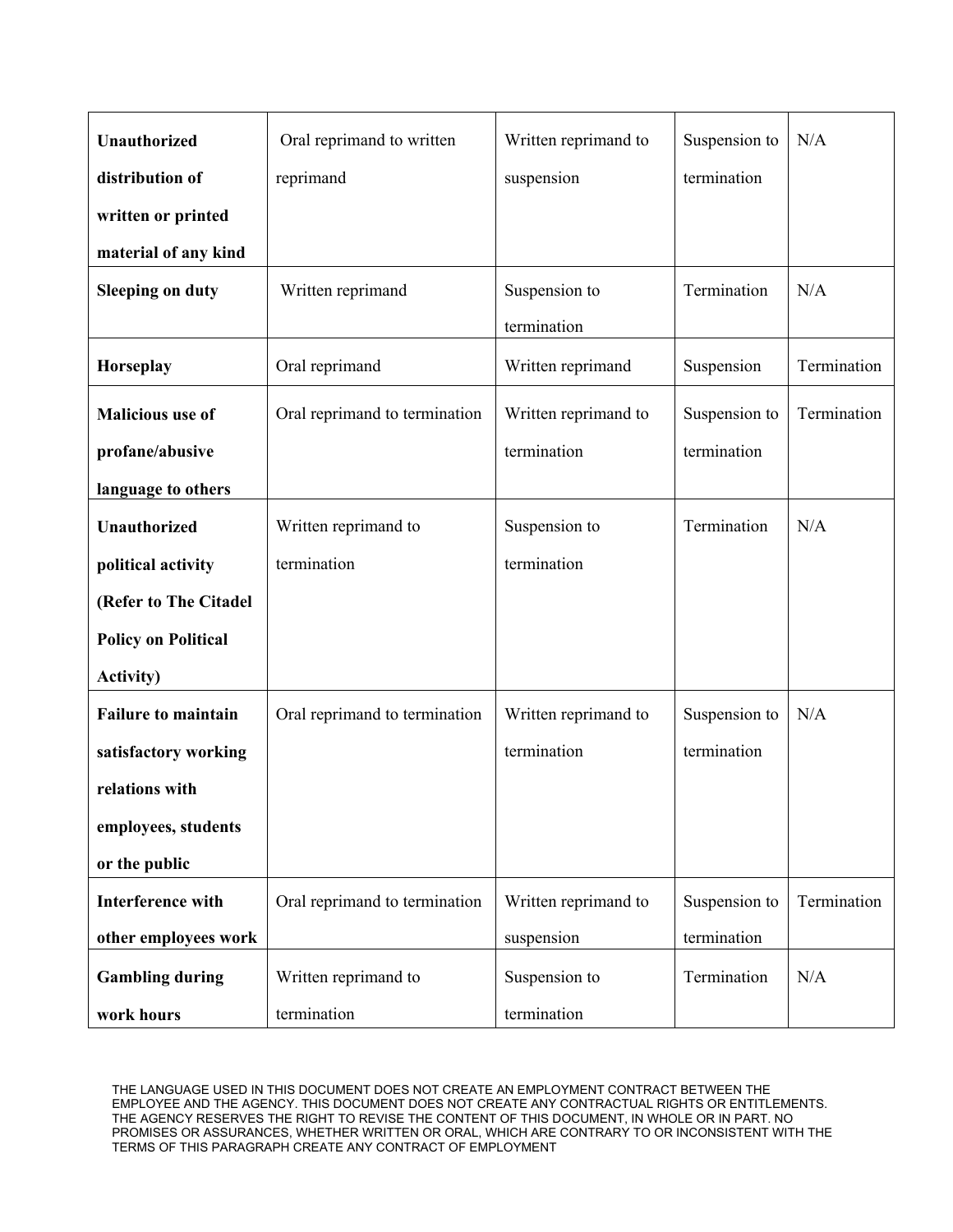| **Unauthorized distribution of written or printed material of any kind** | Oral reprimand to written reprimand | Written reprimand to suspension | Suspension to termination | N/A |
|---|---|---|---|---|
| **Sleeping on duty** | Written reprimand | Suspension to termination | Termination | N/A |
| **Horseplay** | Oral reprimand | Written reprimand | Suspension | Termination |
| **Malicious use of profane/abusive language to others** | Oral reprimand to termination | Written reprimand to termination | Suspension to termination | Termination |
| **Unauthorized political activity (Refer to The Citadel Policy on Political Activity)** | Written reprimand to termination | Suspension to termination | Termination | N/A |
| **Failure to maintain satisfactory working relations with employees, students or the public** | Oral reprimand to termination | Written reprimand to termination | Suspension to termination | N/A |
| **Interference with other employees work** | Oral reprimand to termination | Written reprimand to suspension | Suspension to termination | Termination |
| **Gambling during work hours** | Written reprimand to termination | Suspension to termination | Termination | N/A |

THE LANGUAGE USED IN THIS DOCUMENT DOES NOT CREATE AN EMPLOYMENT CONTRACT BETWEEN THE EMPLOYEE AND THE AGENCY. THIS DOCUMENT DOES NOT CREATE ANY CONTRACTUAL RIGHTS OR ENTITLEMENTS. THE AGENCY RESERVES THE RIGHT TO REVISE THE CONTENT OF THIS DOCUMENT, IN WHOLE OR IN PART. NO PROMISES OR ASSURANCES, WHETHER WRITTEN OR ORAL, WHICH ARE CONTRARY TO OR INCONSISTENT WITH THE TERMS OF THIS PARAGRAPH CREATE ANY CONTRACT OF EMPLOYMENT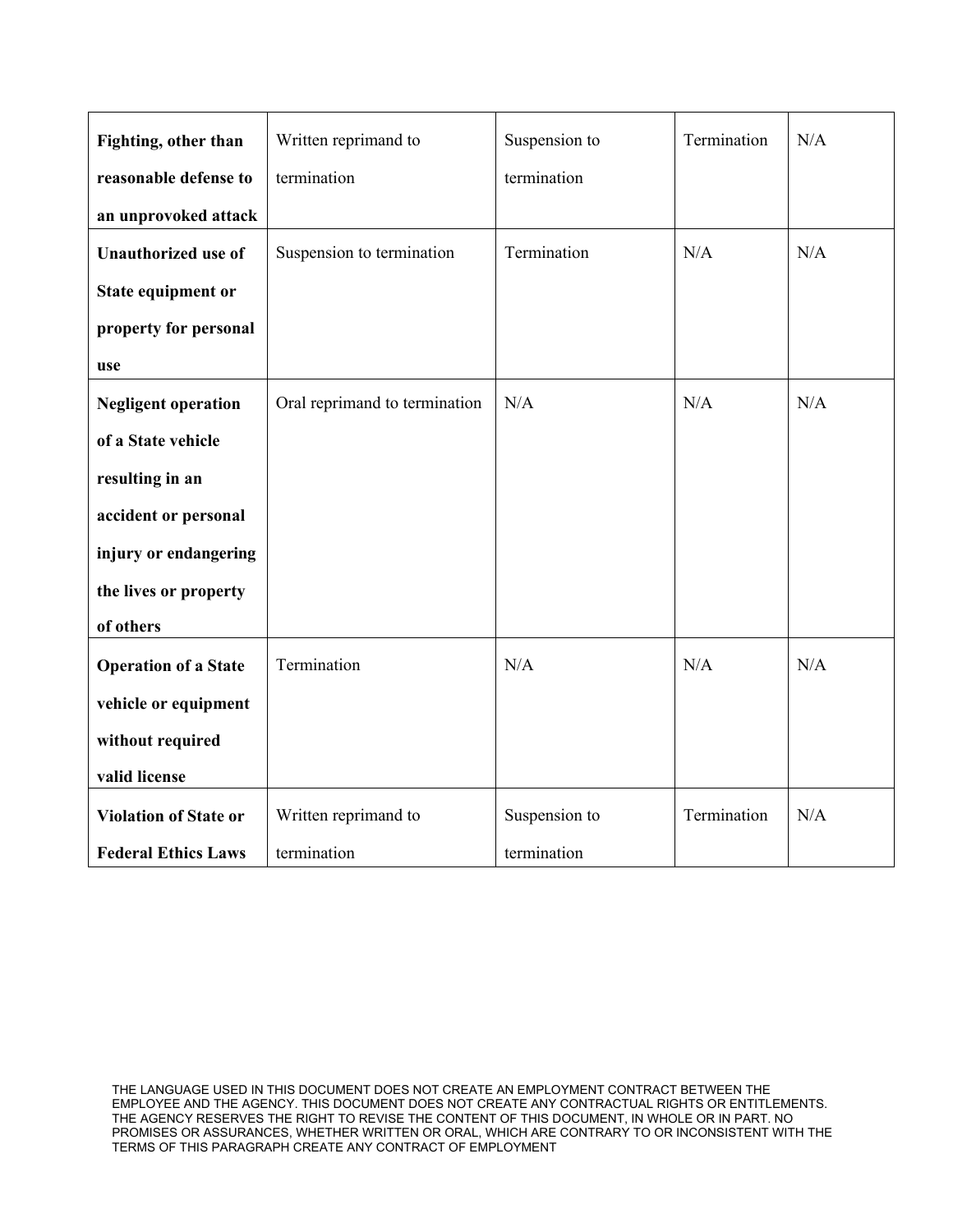| **Fighting, other than reasonable defense to an unprovoked attack** | Written reprimand to termination | Suspension to termination | Termination | N/A |
|---|---|---|---|---|
| **Unauthorized use of State equipment or property for personal use** | Suspension to termination | Termination | N/A | N/A |
| **Negligent operation of a State vehicle resulting in an accident or personal injury or endangering the lives or property of others** | Oral reprimand to termination | N/A | N/A | N/A |
| **Operation of a State vehicle or equipment without required valid license** | Termination | N/A | N/A | N/A |
| **Violation of State or Federal Ethics Laws** | Written reprimand to termination | Suspension to termination | Termination | N/A |

THE LANGUAGE USED IN THIS DOCUMENT DOES NOT CREATE AN EMPLOYMENT CONTRACT BETWEEN THE EMPLOYEE AND THE AGENCY. THIS DOCUMENT DOES NOT CREATE ANY CONTRACTUAL RIGHTS OR ENTITLEMENTS. THE AGENCY RESERVES THE RIGHT TO REVISE THE CONTENT OF THIS DOCUMENT, IN WHOLE OR IN PART. NO PROMISES OR ASSURANCES, WHETHER WRITTEN OR ORAL, WHICH ARE CONTRARY TO OR INCONSISTENT WITH THE TERMS OF THIS PARAGRAPH CREATE ANY CONTRACT OF EMPLOYMENT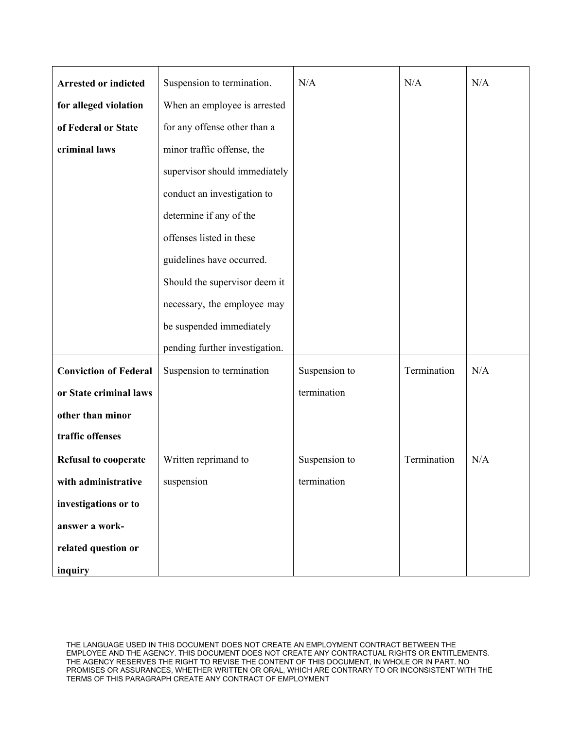| **Arrested or indicted for alleged violation of Federal or State criminal laws** | Suspension to termination. When an employee is arrested for any offense other than a minor traffic offense, the supervisor should immediately conduct an investigation to determine if any of the offenses listed in these guidelines have occurred. Should the supervisor deem it necessary, the employee may be suspended immediately pending further investigation. | N/A | N/A | N/A |
|---|---|---|---|---|
| **Conviction of Federal or State criminal laws other than minor traffic offenses** | Suspension to termination | Suspension to termination | Termination | N/A |
| **Refusal to cooperate with administrative investigations or to answer a work-related question or inquiry** | Written reprimand to suspension | Suspension to termination | Termination | N/A |

THE LANGUAGE USED IN THIS DOCUMENT DOES NOT CREATE AN EMPLOYMENT CONTRACT BETWEEN THE EMPLOYEE AND THE AGENCY. THIS DOCUMENT DOES NOT CREATE ANY CONTRACTUAL RIGHTS OR ENTITLEMENTS. THE AGENCY RESERVES THE RIGHT TO REVISE THE CONTENT OF THIS DOCUMENT, IN WHOLE OR IN PART. NO PROMISES OR ASSURANCES, WHETHER WRITTEN OR ORAL, WHICH ARE CONTRARY TO OR INCONSISTENT WITH THE TERMS OF THIS PARAGRAPH CREATE ANY CONTRACT OF EMPLOYMENT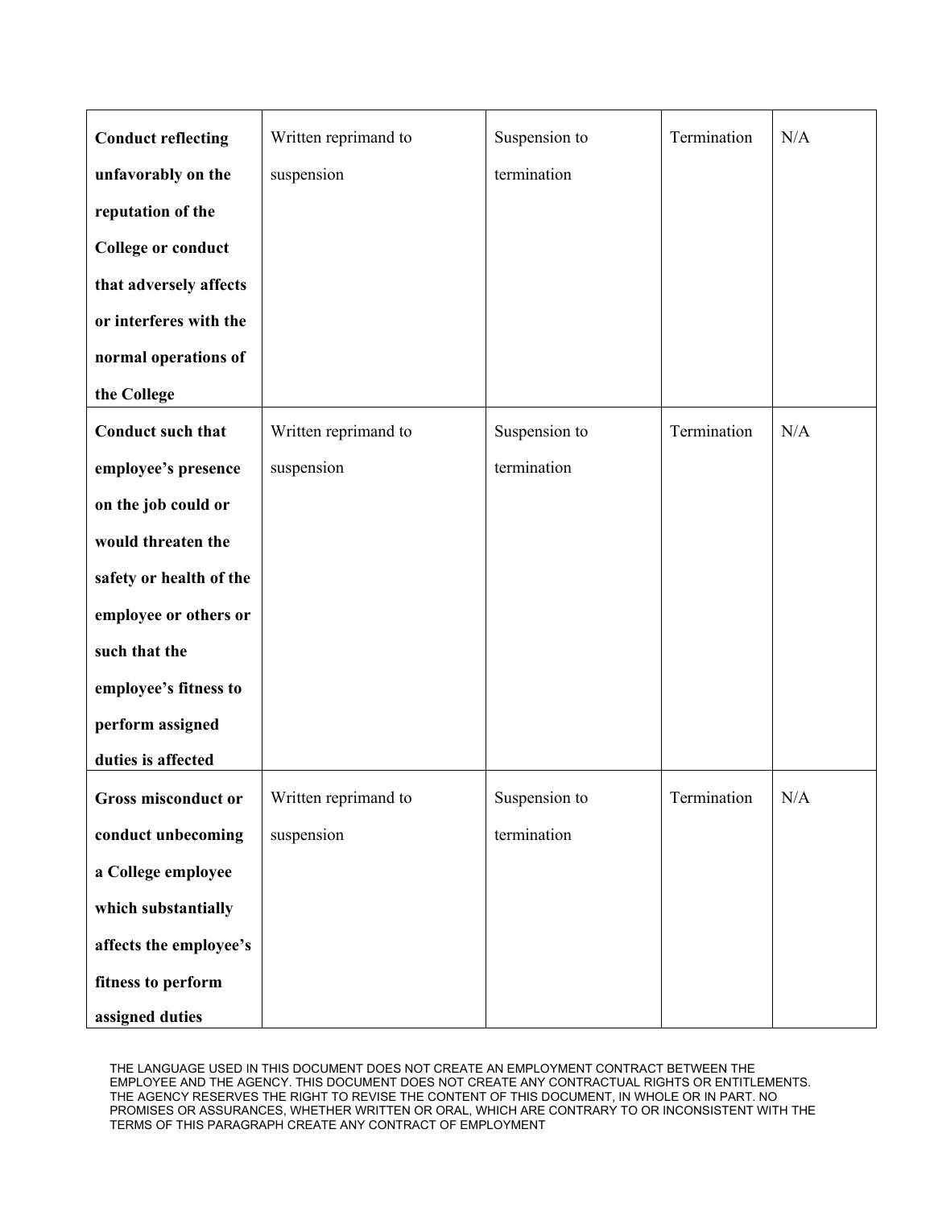| | | | | |
|---|---|---|---|---|
| **Conduct reflecting unfavorably on the reputation of the College or conduct that adversely affects or interferes with the normal operations of the College** | Written reprimand to suspension | Suspension to termination | Termination | N/A |
| **Conduct such that employee's presence on the job could or would threaten the safety or health of the employee or others or such that the employee's fitness to perform assigned duties is affected** | Written reprimand to suspension | Suspension to termination | Termination | N/A |
| **Gross misconduct or conduct unbecoming a College employee which substantially affects the employee's fitness to perform assigned duties** | Written reprimand to suspension | Suspension to termination | Termination | N/A |

THE LANGUAGE USED IN THIS DOCUMENT DOES NOT CREATE AN EMPLOYMENT CONTRACT BETWEEN THE EMPLOYEE AND THE AGENCY. THIS DOCUMENT DOES NOT CREATE ANY CONTRACTUAL RIGHTS OR ENTITLEMENTS. THE AGENCY RESERVES THE RIGHT TO REVISE THE CONTENT OF THIS DOCUMENT, IN WHOLE OR IN PART. NO PROMISES OR ASSURANCES, WHETHER WRITTEN OR ORAL, WHICH ARE CONTRARY TO OR INCONSISTENT WITH THE TERMS OF THIS PARAGRAPH CREATE ANY CONTRACT OF EMPLOYMENT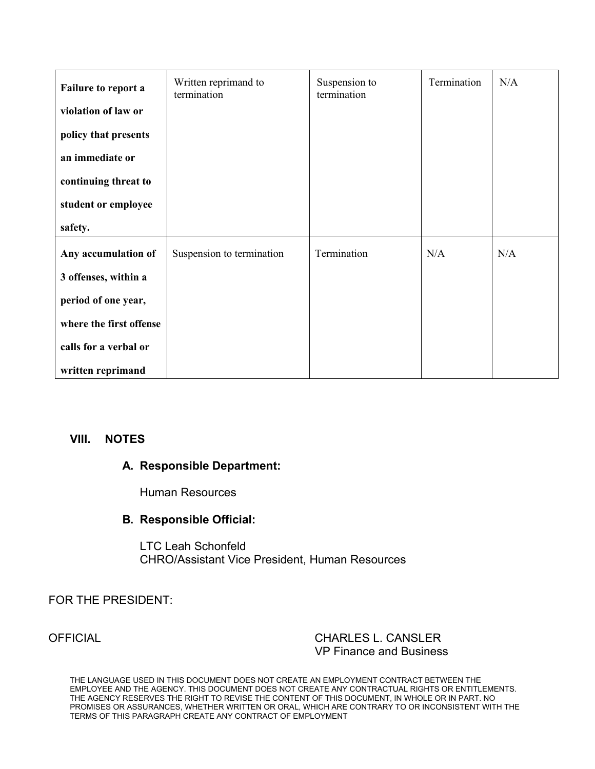| | | | | |
|---|---|---|---|---|
| **Failure to report a violation of law or policy that presents an immediate or continuing threat to student or employee safety.** | Written reprimand to termination | Suspension to termination | Termination | N/A |
| **Any accumulation of 3 offenses, within a period of one year, where the first offense calls for a verbal or written reprimand** | Suspension to termination | Termination | N/A | N/A |

## VIII. NOTES

### A. Responsible Department:

Human Resources

### B. Responsible Official:

LTC Leah Schonfeld
CHRO/Assistant Vice President, Human Resources

FOR THE PRESIDENT:

OFFICIAL

CHARLES L. CANSLER
VP Finance and Business

THE LANGUAGE USED IN THIS DOCUMENT DOES NOT CREATE AN EMPLOYMENT CONTRACT BETWEEN THE EMPLOYEE AND THE AGENCY. THIS DOCUMENT DOES NOT CREATE ANY CONTRACTUAL RIGHTS OR ENTITLEMENTS. THE AGENCY RESERVES THE RIGHT TO REVISE THE CONTENT OF THIS DOCUMENT, IN WHOLE OR IN PART. NO PROMISES OR ASSURANCES, WHETHER WRITTEN OR ORAL, WHICH ARE CONTRARY TO OR INCONSISTENT WITH THE TERMS OF THIS PARAGRAPH CREATE ANY CONTRACT OF EMPLOYMENT